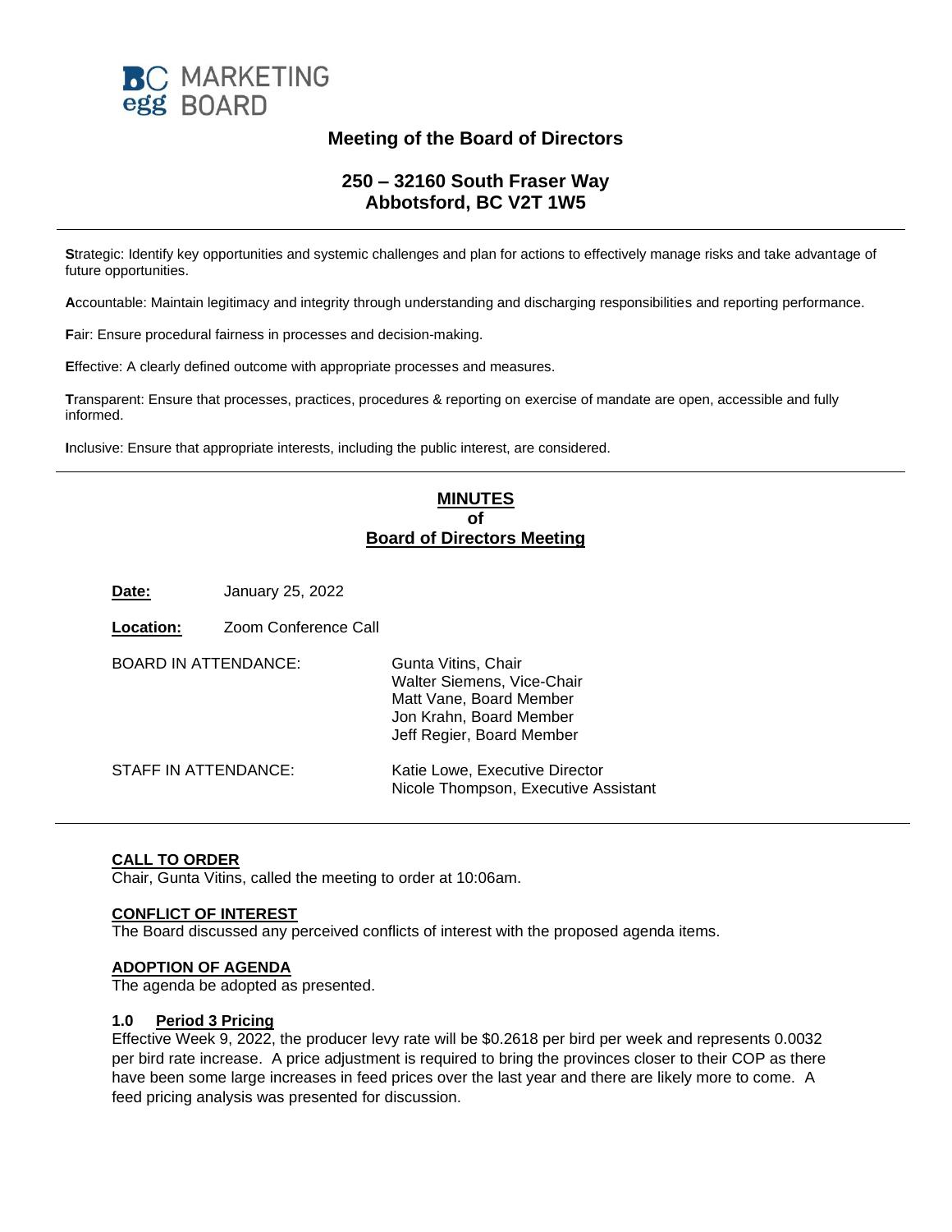**BC egg MARKETING BOARD**

## Meeting of the Board of Directors

### 250 – 32160 South Fraser Way
### Abbotsford, BC V2T 1W5

---

**S**trategic: Identify key opportunities and systemic challenges and plan for actions to effectively manage risks and take advantage of future opportunities.

**A**ccountable: Maintain legitimacy and integrity through understanding and discharging responsibilities and reporting performance.

**F**air: Ensure procedural fairness in processes and decision-making.

**E**ffective: A clearly defined outcome with appropriate processes and measures.

**T**ransparent: Ensure that processes, practices, procedures & reporting on exercise of mandate are open, accessible and fully informed.

**I**nclusive: Ensure that appropriate interests, including the public interest, are considered.

---

# MINUTES
# of
# Board of Directors Meeting

**Date:** January 25, 2022

**Location:** Zoom Conference Call

BOARD IN ATTENDANCE:
Gunta Vitins, Chair
Walter Siemens, Vice-Chair
Matt Vane, Board Member
Jon Krahn, Board Member
Jeff Regier, Board Member

STAFF IN ATTENDANCE:
Katie Lowe, Executive Director
Nicole Thompson, Executive Assistant

---

**CALL TO ORDER**

Chair, Gunta Vitins, called the meeting to order at 10:06am.

**CONFLICT OF INTEREST**

The Board discussed any perceived conflicts of interest with the proposed agenda items.

**ADOPTION OF AGENDA**

The agenda be adopted as presented.

**1.0 Period 3 Pricing**

Effective Week 9, 2022, the producer levy rate will be $0.2618 per bird per week and represents 0.0032 per bird rate increase. A price adjustment is required to bring the provinces closer to their COP as there have been some large increases in feed prices over the last year and there are likely more to come. A feed pricing analysis was presented for discussion.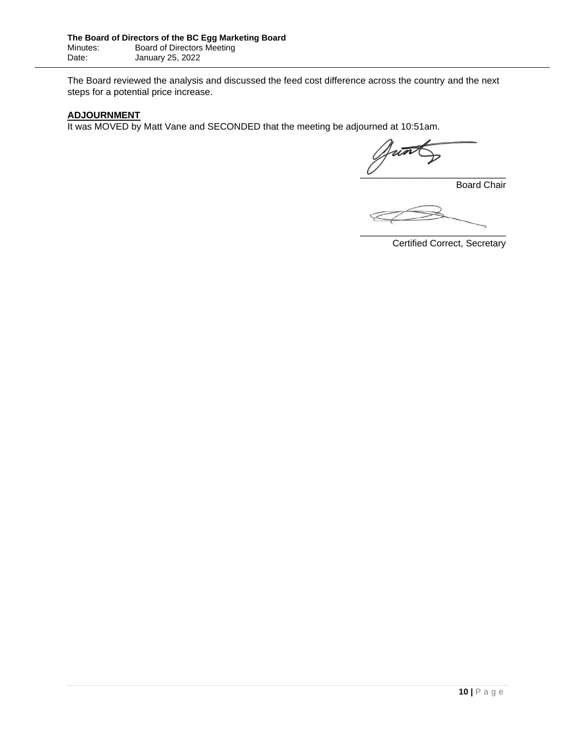The Board reviewed the analysis and discussed the feed cost difference across the country and the next steps for a potential price increase.

**ADJOURNMENT**

It was MOVED by Matt Vane and SECONDED that the meeting be adjourned at 10:51am.

\_\_\_\_\_\_\_\_\_\_\_\_\_\_\_\_\_\_\_\_\_\_\_\_\_\_\_\_

Board Chair

\_\_\_\_\_\_\_\_\_\_\_\_\_\_\_\_\_\_\_\_\_\_\_\_\_\_\_\_

Certified Correct, Secretary